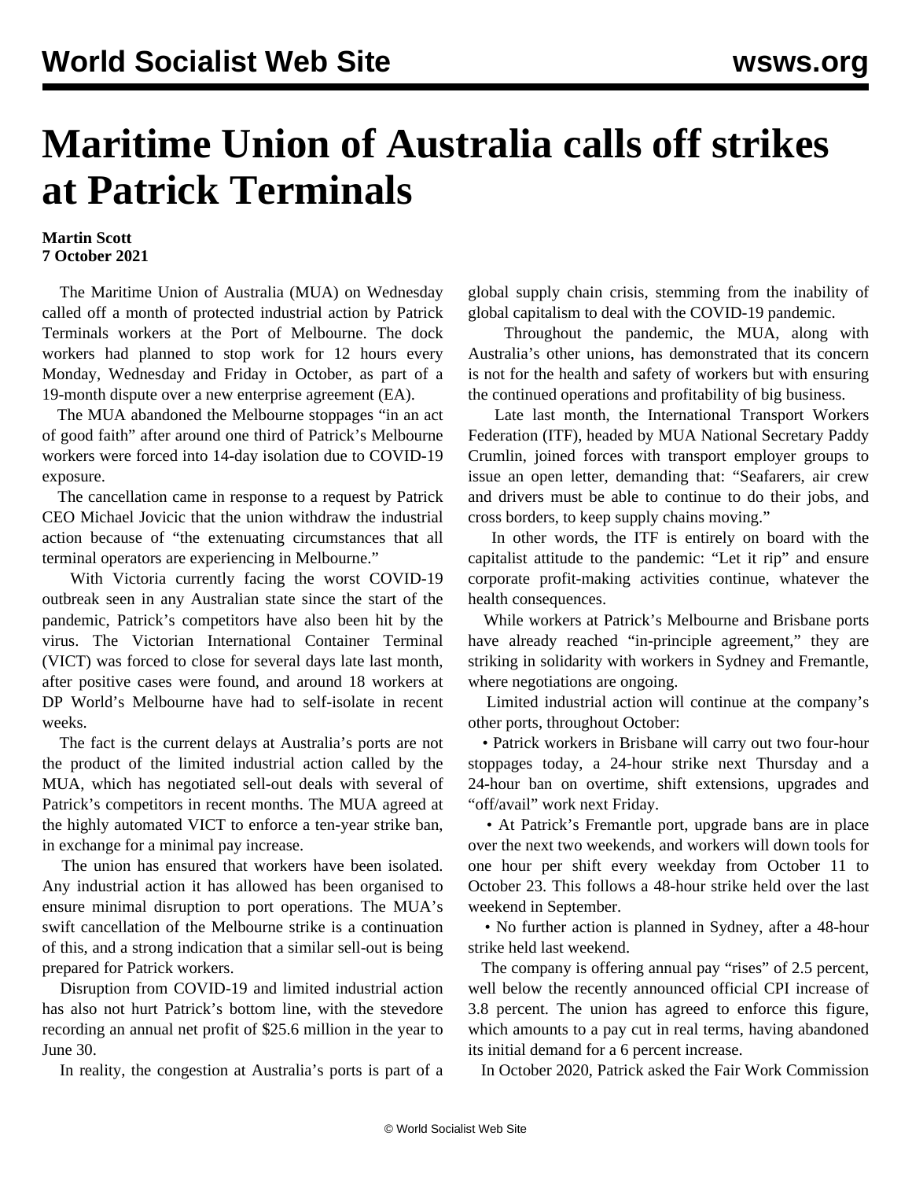# Maritime Union of Australia calls off strikes at Patrick Terminals

**Martin Scott**
**7 October 2021**

The Maritime Union of Australia (MUA) on Wednesday called off a month of protected industrial action by Patrick Terminals workers at the Port of Melbourne. The dock workers had planned to stop work for 12 hours every Monday, Wednesday and Friday in October, as part of a 19-month dispute over a new enterprise agreement (EA).

The MUA abandoned the Melbourne stoppages "in an act of good faith" after around one third of Patrick's Melbourne workers were forced into 14-day isolation due to COVID-19 exposure.

The cancellation came in response to a request by Patrick CEO Michael Jovicic that the union withdraw the industrial action because of "the extenuating circumstances that all terminal operators are experiencing in Melbourne."

With Victoria currently facing the worst COVID-19 outbreak seen in any Australian state since the start of the pandemic, Patrick's competitors have also been hit by the virus. The Victorian International Container Terminal (VICT) was forced to close for several days late last month, after positive cases were found, and around 18 workers at DP World's Melbourne have had to self-isolate in recent weeks.

The fact is the current delays at Australia's ports are not the product of the limited industrial action called by the MUA, which has negotiated sell-out deals with several of Patrick's competitors in recent months. The MUA agreed at the highly automated VICT to enforce a ten-year strike ban, in exchange for a minimal pay increase.

The union has ensured that workers have been isolated. Any industrial action it has allowed has been organised to ensure minimal disruption to port operations. The MUA's swift cancellation of the Melbourne strike is a continuation of this, and a strong indication that a similar sell-out is being prepared for Patrick workers.

Disruption from COVID-19 and limited industrial action has also not hurt Patrick's bottom line, with the stevedore recording an annual net profit of $25.6 million in the year to June 30.

In reality, the congestion at Australia's ports is part of a global supply chain crisis, stemming from the inability of global capitalism to deal with the COVID-19 pandemic.

Throughout the pandemic, the MUA, along with Australia's other unions, has demonstrated that its concern is not for the health and safety of workers but with ensuring the continued operations and profitability of big business.

Late last month, the International Transport Workers Federation (ITF), headed by MUA National Secretary Paddy Crumlin, joined forces with transport employer groups to issue an open letter, demanding that: "Seafarers, air crew and drivers must be able to continue to do their jobs, and cross borders, to keep supply chains moving."

In other words, the ITF is entirely on board with the capitalist attitude to the pandemic: "Let it rip" and ensure corporate profit-making activities continue, whatever the health consequences.

While workers at Patrick's Melbourne and Brisbane ports have already reached "in-principle agreement," they are striking in solidarity with workers in Sydney and Fremantle, where negotiations are ongoing.

Limited industrial action will continue at the company's other ports, throughout October:

- Patrick workers in Brisbane will carry out two four-hour stoppages today, a 24-hour strike next Thursday and a 24-hour ban on overtime, shift extensions, upgrades and "off/avail" work next Friday.
- At Patrick's Fremantle port, upgrade bans are in place over the next two weekends, and workers will down tools for one hour per shift every weekday from October 11 to October 23. This follows a 48-hour strike held over the last weekend in September.
- No further action is planned in Sydney, after a 48-hour strike held last weekend.

The company is offering annual pay "rises" of 2.5 percent, well below the recently announced official CPI increase of 3.8 percent. The union has agreed to enforce this figure, which amounts to a pay cut in real terms, having abandoned its initial demand for a 6 percent increase.

In October 2020, Patrick asked the Fair Work Commission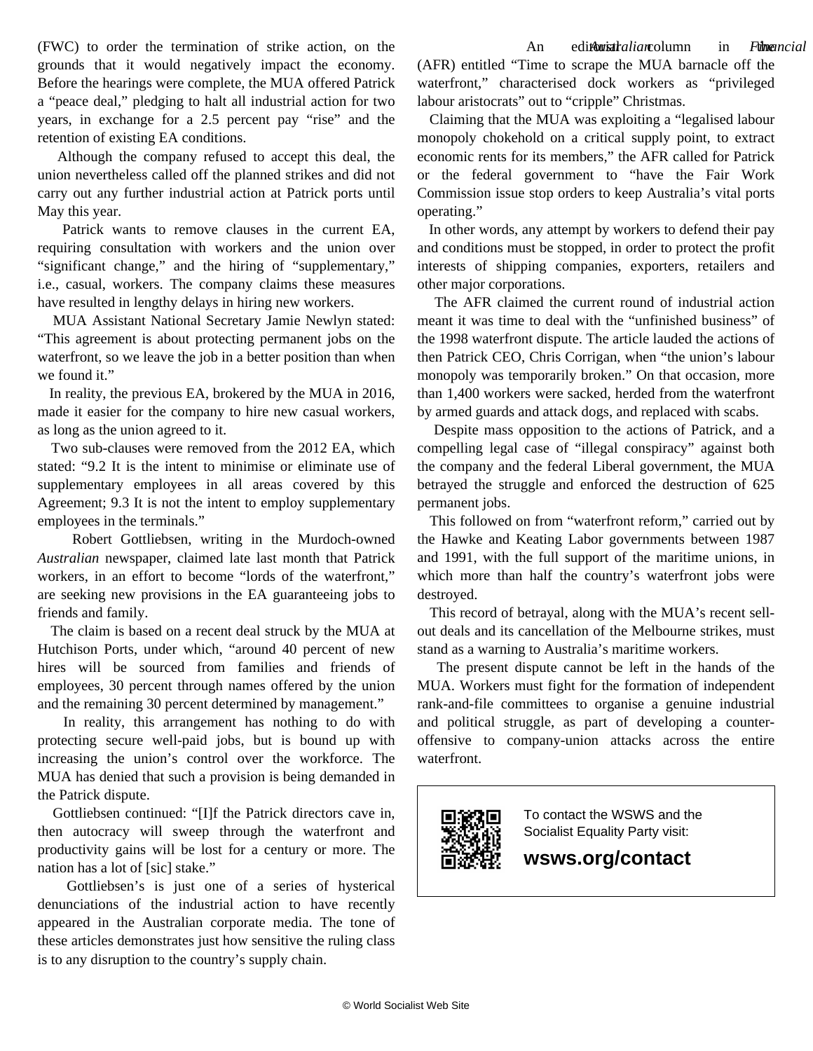(FWC) to order the termination of strike action, on the grounds that it would negatively impact the economy. Before the hearings were complete, the MUA offered Patrick a "peace deal," pledging to halt all industrial action for two years, in exchange for a 2.5 percent pay "rise" and the retention of existing EA conditions.

Although the company refused to accept this deal, the union nevertheless called off the planned strikes and did not carry out any further industrial action at Patrick ports until May this year.

Patrick wants to remove clauses in the current EA, requiring consultation with workers and the union over "significant change," and the hiring of "supplementary," i.e., casual, workers. The company claims these measures have resulted in lengthy delays in hiring new workers.

MUA Assistant National Secretary Jamie Newlyn stated: "This agreement is about protecting permanent jobs on the waterfront, so we leave the job in a better position than when we found it."

In reality, the previous EA, brokered by the MUA in 2016, made it easier for the company to hire new casual workers, as long as the union agreed to it.

Two sub-clauses were removed from the 2012 EA, which stated: "9.2 It is the intent to minimise or eliminate use of supplementary employees in all areas covered by this Agreement; 9.3 It is not the intent to employ supplementary employees in the terminals."

Robert Gottliebsen, writing in the Murdoch-owned *Australian* newspaper, claimed late last month that Patrick workers, in an effort to become "lords of the waterfront," are seeking new provisions in the EA guaranteeing jobs to friends and family.

The claim is based on a recent deal struck by the MUA at Hutchison Ports, under which, "around 40 percent of new hires will be sourced from families and friends of employees, 30 percent through names offered by the union and the remaining 30 percent determined by management."

In reality, this arrangement has nothing to do with protecting secure well-paid jobs, but is bound up with increasing the union's control over the workforce. The MUA has denied that such a provision is being demanded in the Patrick dispute.

Gottliebsen continued: "[I]f the Patrick directors cave in, then autocracy will sweep through the waterfront and productivity gains will be lost for a century or more. The nation has a lot of [sic] stake."

Gottliebsen's is just one of a series of hysterical denunciations of the industrial action to have recently appeared in the Australian corporate media. The tone of these articles demonstrates just how sensitive the ruling class is to any disruption to the country's supply chain.

An editorial column in the *Australian Financial Review* (AFR) entitled "Time to scrape the MUA barnacle off the waterfront," characterised dock workers as "privileged labour aristocrats" out to "cripple" Christmas.

Claiming that the MUA was exploiting a "legalised labour monopoly chokehold on a critical supply point, to extract economic rents for its members," the AFR called for Patrick or the federal government to "have the Fair Work Commission issue stop orders to keep Australia's vital ports operating."

In other words, any attempt by workers to defend their pay and conditions must be stopped, in order to protect the profit interests of shipping companies, exporters, retailers and other major corporations.

The AFR claimed the current round of industrial action meant it was time to deal with the "unfinished business" of the 1998 waterfront dispute. The article lauded the actions of then Patrick CEO, Chris Corrigan, when "the union's labour monopoly was temporarily broken." On that occasion, more than 1,400 workers were sacked, herded from the waterfront by armed guards and attack dogs, and replaced with scabs.

Despite mass opposition to the actions of Patrick, and a compelling legal case of "illegal conspiracy" against both the company and the federal Liberal government, the MUA betrayed the struggle and enforced the destruction of 625 permanent jobs.

This followed on from "waterfront reform," carried out by the Hawke and Keating Labor governments between 1987 and 1991, with the full support of the maritime unions, in which more than half the country's waterfront jobs were destroyed.

This record of betrayal, along with the MUA's recent sell-out deals and its cancellation of the Melbourne strikes, must stand as a warning to Australia's maritime workers.

The present dispute cannot be left in the hands of the MUA. Workers must fight for the formation of independent rank-and-file committees to organise a genuine industrial and political struggle, as part of developing a counter-offensive to company-union attacks across the entire waterfront.

To contact the WSWS and the Socialist Equality Party visit:

**wsws.org/contact**